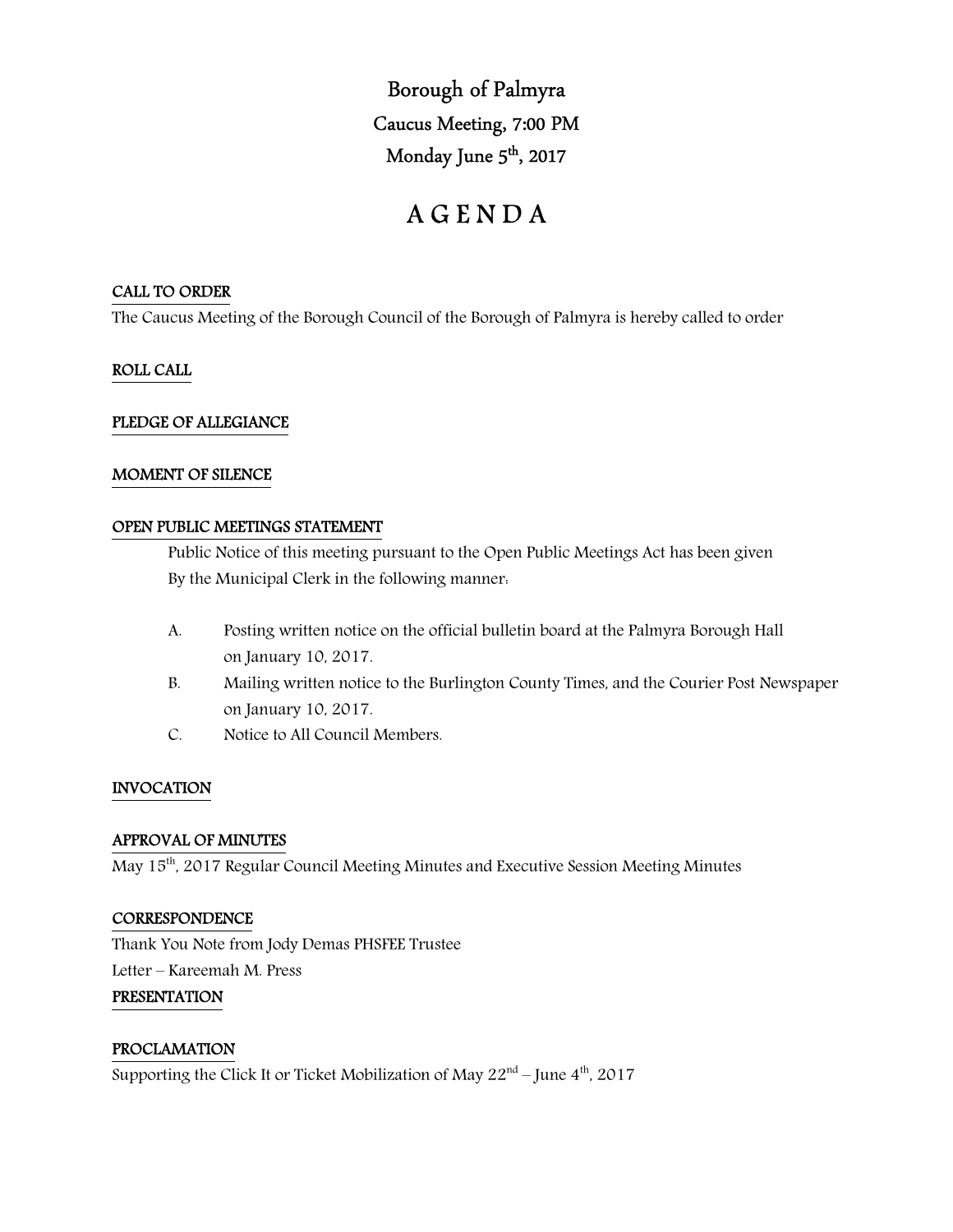# Borough of Palmyra

## Caucus Meeting, 7:00 PM

## Monday June 5th, 2017

# A G E N D A

**CALL TO ORDER**

The Caucus Meeting of the Borough Council of the Borough of Palmyra is hereby called to order

**ROLL CALL**

**PLEDGE OF ALLEGIANCE**

**MOMENT OF SILENCE**

**OPEN PUBLIC MEETINGS STATEMENT**

Public Notice of this meeting pursuant to the Open Public Meetings Act has been given By the Municipal Clerk in the following manner:

A. Posting written notice on the official bulletin board at the Palmyra Borough Hall on January 10, 2017.

B. Mailing written notice to the Burlington County Times, and the Courier Post Newspaper on January 10, 2017.

C. Notice to All Council Members.

**INVOCATION**

**APPROVAL OF MINUTES**

May 15th, 2017 Regular Council Meeting Minutes and Executive Session Meeting Minutes

**CORRESPONDENCE**

Thank You Note from Jody Demas PHSFEE Trustee

Letter – Kareemah M. Press

**PRESENTATION**

**PROCLAMATION**

Supporting the Click It or Ticket Mobilization of May 22nd – June 4th, 2017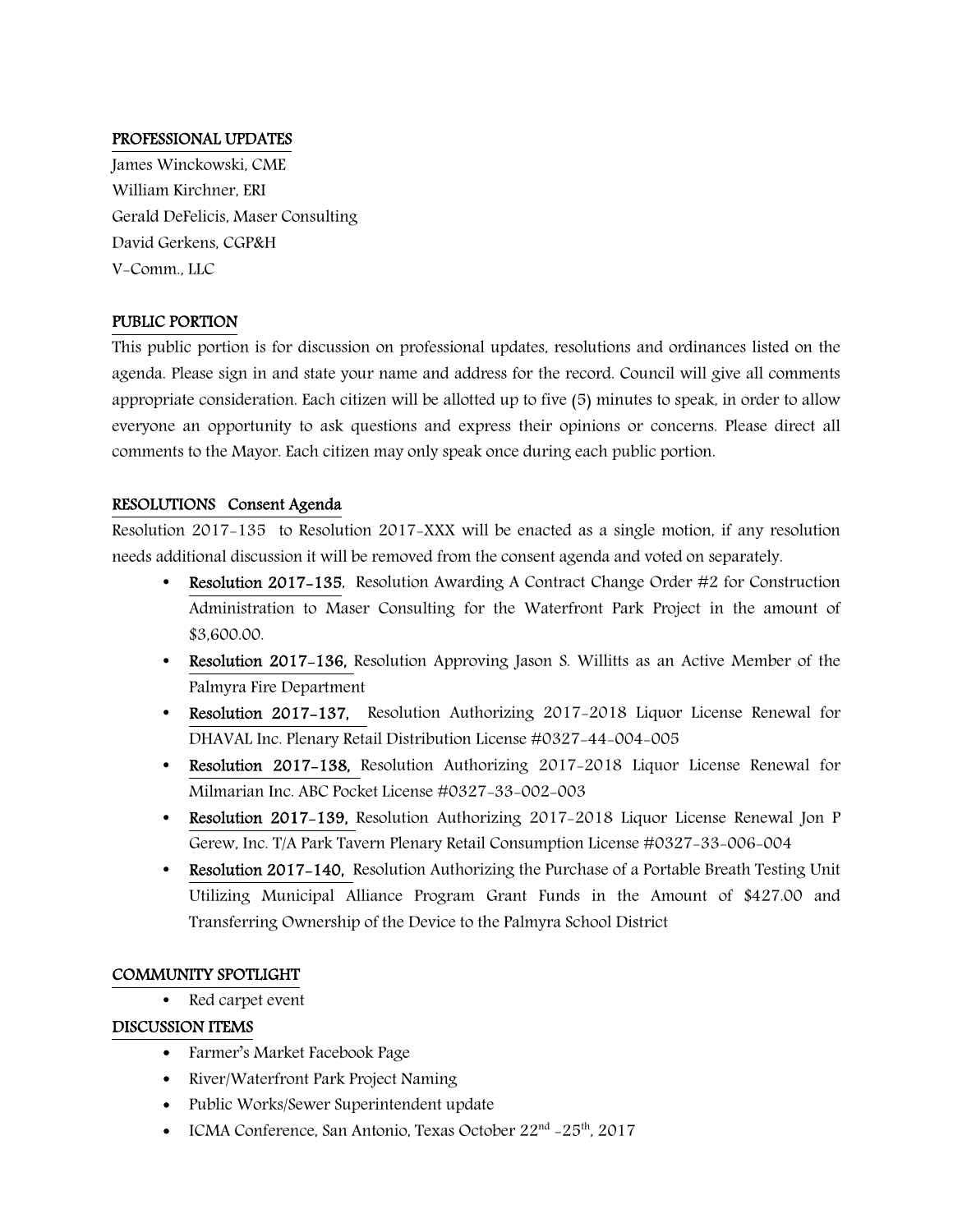## PROFESSIONAL UPDATES

James Winckowski, CME
William Kirchner, ERI
Gerald DeFelicis, Maser Consulting
David Gerkens, CGP&H
V-Comm., LLC

## PUBLIC PORTION

This public portion is for discussion on professional updates, resolutions and ordinances listed on the agenda. Please sign in and state your name and address for the record. Council will give all comments appropriate consideration. Each citizen will be allotted up to five (5) minutes to speak, in order to allow everyone an opportunity to ask questions and express their opinions or concerns. Please direct all comments to the Mayor. Each citizen may only speak once during each public portion.

## RESOLUTIONS Consent Agenda

Resolution 2017-135 to Resolution 2017-XXX will be enacted as a single motion, if any resolution needs additional discussion it will be removed from the consent agenda and voted on separately.

- **Resolution 2017-135.** Resolution Awarding A Contract Change Order #2 for Construction Administration to Maser Consulting for the Waterfront Park Project in the amount of $3,600.00.
- **Resolution 2017-136,** Resolution Approving Jason S. Willitts as an Active Member of the Palmyra Fire Department
- **Resolution 2017-137,** Resolution Authorizing 2017-2018 Liquor License Renewal for DHAVAL Inc. Plenary Retail Distribution License #0327-44-004-005
- **Resolution 2017-138,** Resolution Authorizing 2017-2018 Liquor License Renewal for Milmarian Inc. ABC Pocket License #0327-33-002-003
- **Resolution 2017-139,** Resolution Authorizing 2017-2018 Liquor License Renewal Jon P Gerew, Inc. T/A Park Tavern Plenary Retail Consumption License #0327-33-006-004
- **Resolution 2017-140,** Resolution Authorizing the Purchase of a Portable Breath Testing Unit Utilizing Municipal Alliance Program Grant Funds in the Amount of $427.00 and Transferring Ownership of the Device to the Palmyra School District

## COMMUNITY SPOTLIGHT

- Red carpet event

## DISCUSSION ITEMS

- Farmer's Market Facebook Page
- River/Waterfront Park Project Naming
- Public Works/Sewer Superintendent update
- ICMA Conference, San Antonio, Texas October 22nd -25th, 2017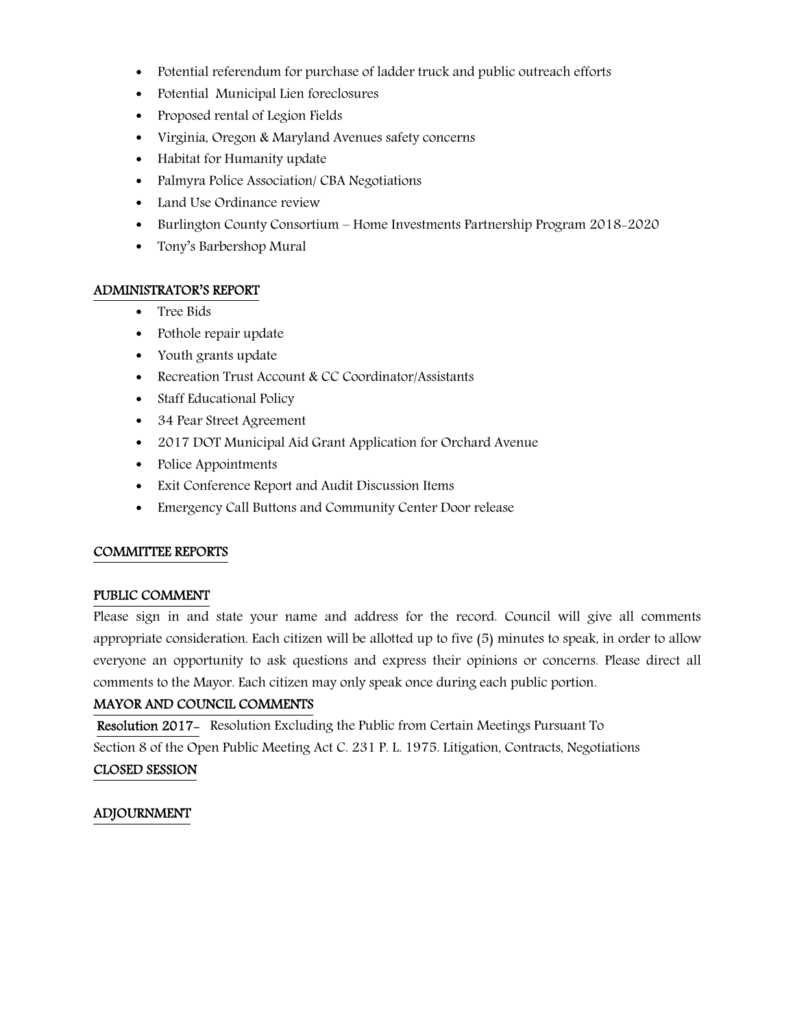- Potential referendum for purchase of ladder truck and public outreach efforts
- Potential Municipal Lien foreclosures
- Proposed rental of Legion Fields
- Virginia, Oregon & Maryland Avenues safety concerns
- Habitat for Humanity update
- Palmyra Police Association/ CBA Negotiations
- Land Use Ordinance review
- Burlington County Consortium – Home Investments Partnership Program 2018-2020
- Tony's Barbershop Mural

## ADMINISTRATOR'S REPORT

- Tree Bids
- Pothole repair update
- Youth grants update
- Recreation Trust Account & CC Coordinator/Assistants
- Staff Educational Policy
- 34 Pear Street Agreement
- 2017 DOT Municipal Aid Grant Application for Orchard Avenue
- Police Appointments
- Exit Conference Report and Audit Discussion Items
- Emergency Call Buttons and Community Center Door release

## COMMITTEE REPORTS

## PUBLIC COMMENT

Please sign in and state your name and address for the record. Council will give all comments appropriate consideration. Each citizen will be allotted up to five (5) minutes to speak, in order to allow everyone an opportunity to ask questions and express their opinions or concerns. Please direct all comments to the Mayor. Each citizen may only speak once during each public portion.

## MAYOR AND COUNCIL COMMENTS

**Resolution 2017-** Resolution Excluding the Public from Certain Meetings Pursuant To Section 8 of the Open Public Meeting Act C. 231 P. L. 1975. Litigation, Contracts, Negotiations

## CLOSED SESSION

## ADJOURNMENT